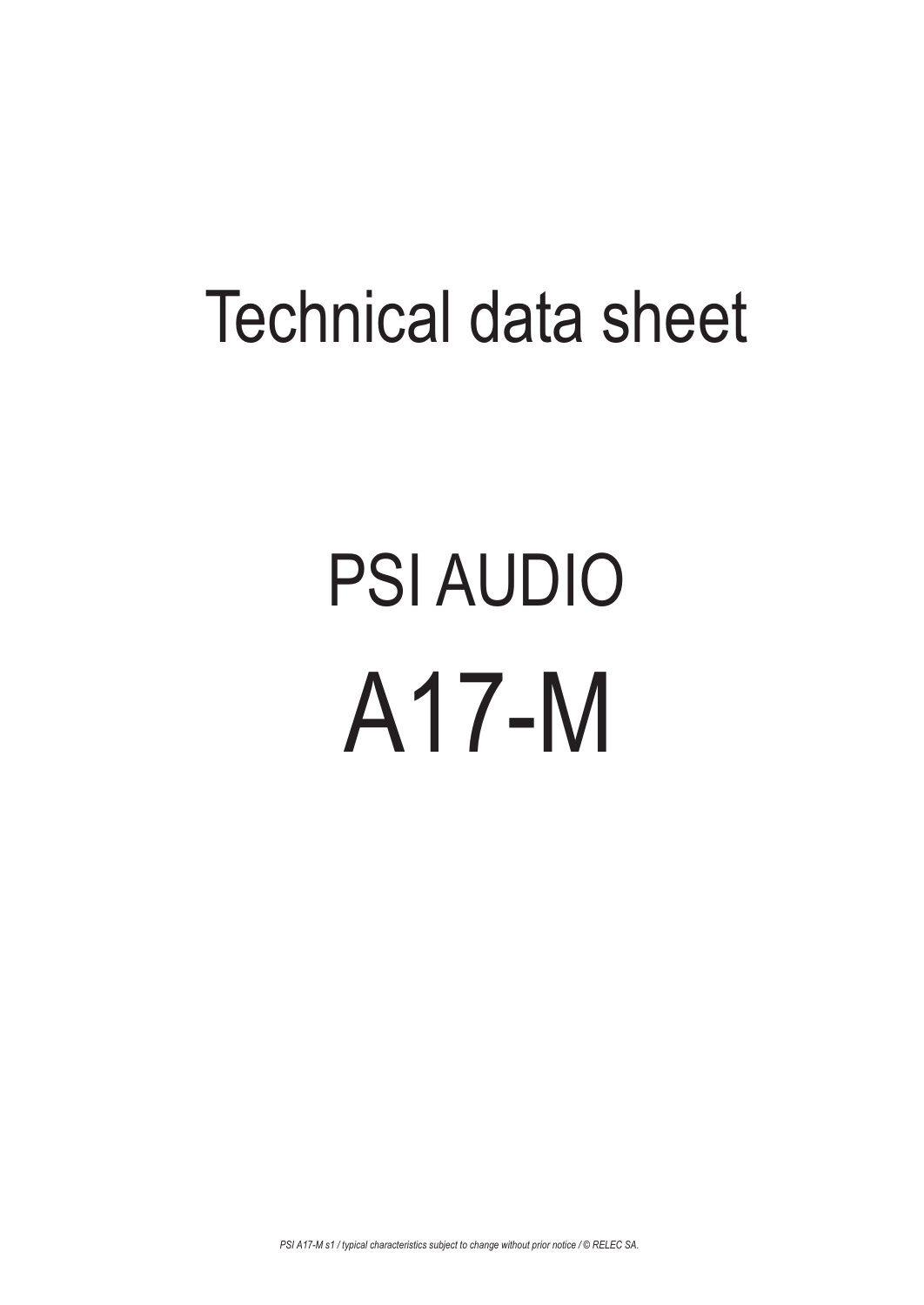# Technical data sheet

# PSI AUDIO

# A17-M

*PSI A17-M s1 / typical characteristics subject to change without prior notice / © RELEC SA.*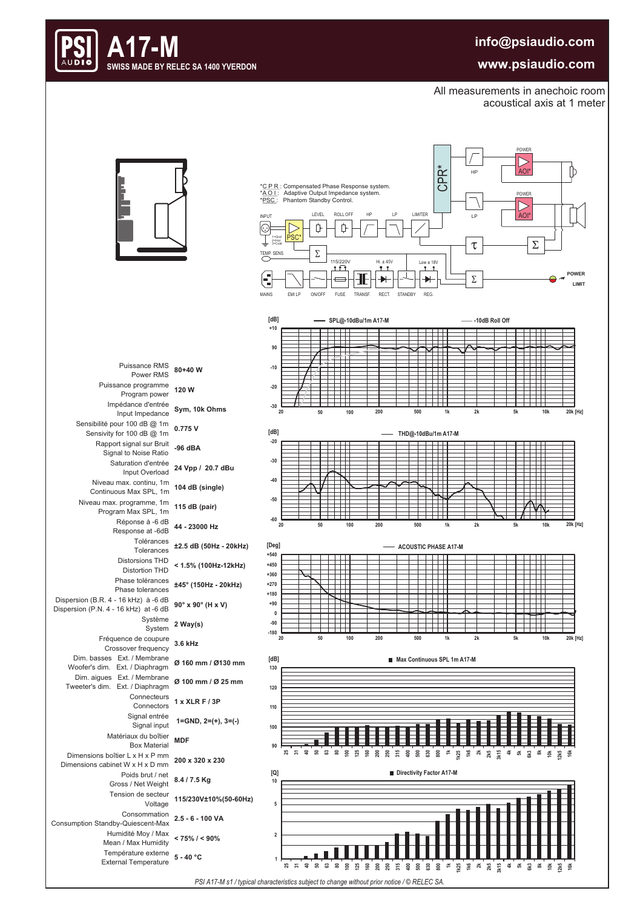# A17-M

**SWISS MADE BY RELEC SA 1400 YVERDON**

**info@psiaudio.com**
**www.psiaudio.com**

All measurements in anechoic room
acoustical axis at 1 meter

*C P R : Compensated Phase Response system.
*A O I : Adaptive Output Impedance system.
*PSC : Phantom Standby Control.

| Spécification / Specification | Valeur / Value |
|---|---|
| Puissance RMS / Power RMS | 80+40 W |
| Puissance programme / Program power | 120 W |
| Impédance d'entrée / Input Impedance | Sym, 10k Ohms |
| Sensibilité pour 100 dB @ 1m / Sensivity for 100 dB @ 1m | 0.775 V |
| Rapport signal sur Bruit / Signal to Noise Ratio | -96 dBA |
| Saturation d'entrée / Input Overload | 24 Vpp / 20.7 dBu |
| Niveau max. continu, 1m / Continuous Max SPL, 1m | 104 dB (single) |
| Niveau max. programme, 1m / Program Max SPL, 1m | 115 dB (pair) |
| Réponse à -6 dB / Response at -6dB | 44 - 23000 Hz |
| Tolérances / Tolerances | ±2.5 dB (50Hz - 20kHz) |
| Distorsions THD / Distortion THD | < 1.5% (100Hz-12kHz) |
| Phase tolérances / Phase tolerances | ±45° (150Hz - 20kHz) |
| Dispersion (B.R. 4 - 16 kHz) à -6 dB / Dispersion (P.N. 4 - 16 kHz) at -6 dB | 90° x 90° (H x V) |
| Système / System | 2 Way(s) |
| Fréquence de coupure / Crossover frequency | 3.6 kHz |
| Dim. basses Ext. / Membrane / Woofer's dim. Ext. / Diaphragm | Ø 160 mm / Ø130 mm |
| Dim. aigues Ext. / Membrane / Tweeter's dim. Ext. / Diaphragm | Ø 100 mm / Ø 25 mm |
| Connecteurs / Connectors | 1 x XLR F / 3P |
| Signal entrée / Signal input | 1=GND, 2=(+), 3=(-) |
| Matériaux du boîtier / Box Material | MDF |
| Dimensions boîtier L x H x P mm / Dimensions cabinet W x H x D mm | 200 x 320 x 230 |
| Poids brut / net / Gross / Net Weight | 8.4 / 7.5 Kg |
| Tension de secteur / Voltage | 115/230V±10%(50-60Hz) |
| Consommation / Consumption Standby-Quiescent-Max | 2.5 - 6 - 100 VA |
| Humidité Moy / Max / Mean / Max Humidity | < 75% / < 90% |
| Température externe / External Temperature | 5 - 40 °C |

*PSI A17-M s1 / typical characteristics subject to change without prior notice / © RELEC SA.*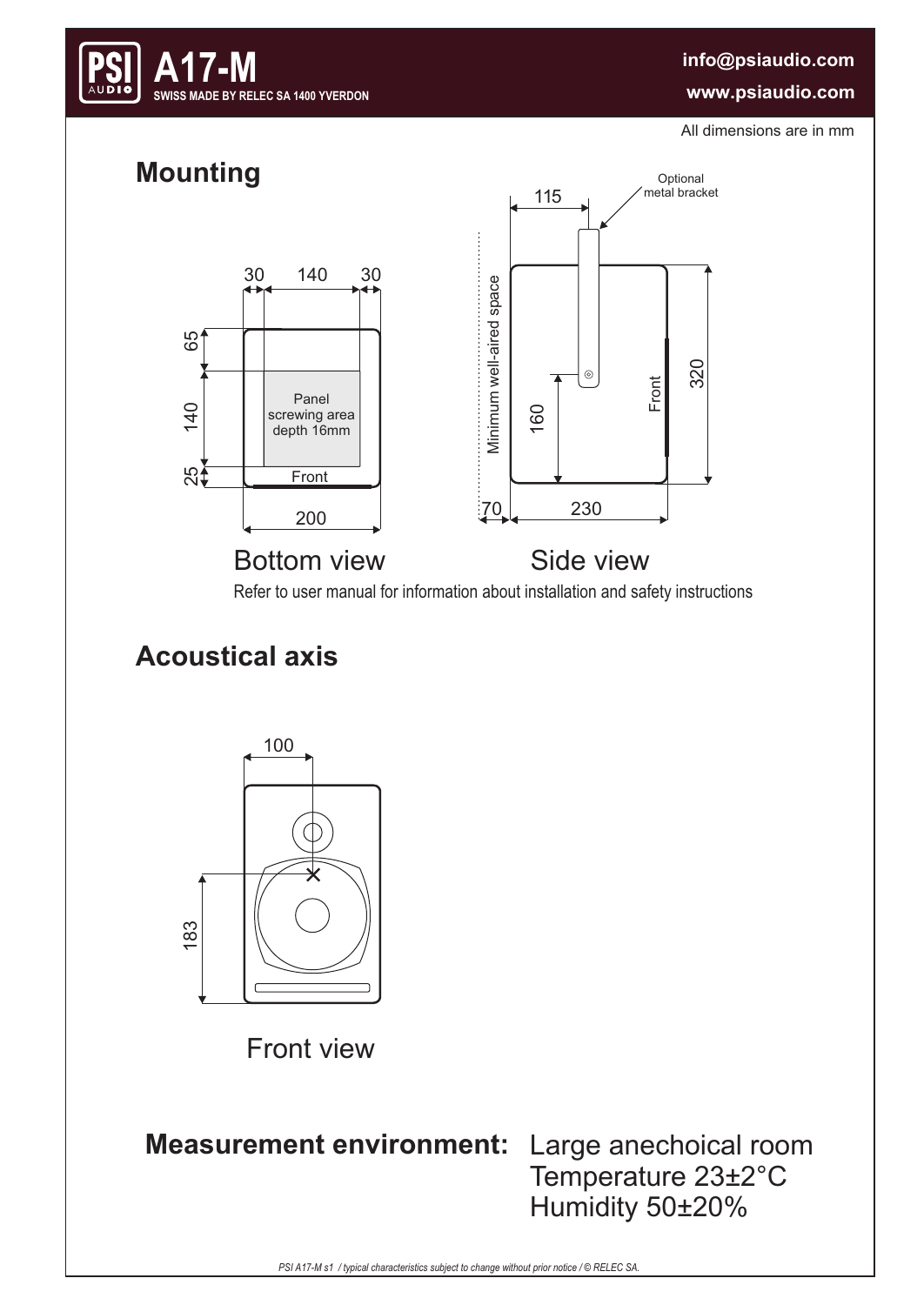# A17-M

SWISS MADE BY RELEC SA 1400 YVERDON

info@psiaudio.com

www.psiaudio.com

All dimensions are in mm

## Mounting

30
140
30
65
140
25
Panel screwing area depth 16mm
Front
200

Bottom view

115
Optional metal bracket
Minimum well-aired space
160
Front
320
70
230

Side view

Refer to user manual for information about installation and safety instructions

## Acoustical axis

100
183

Front view

**Measurement environment:** Large anechoical room
Temperature 23±2°C
Humidity 50±20%

*PSI A17-M s1 / typical characteristics subject to change without prior notice / © RELEC SA.*